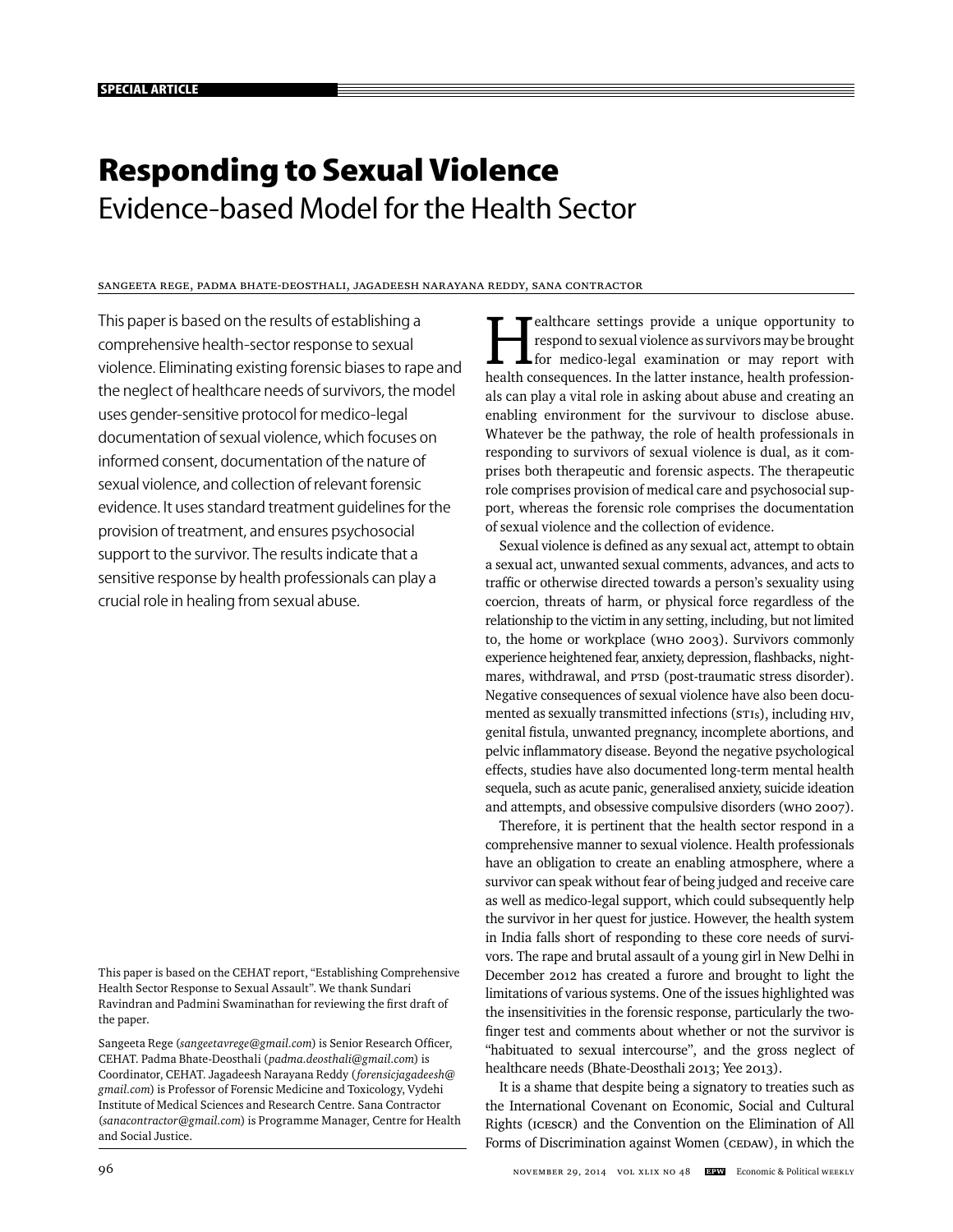SPECIAL ARTICLE

# Responding to Sexual Violence

## Evidence-based Model for the Health Sector

Sangeeta Rege, Padma Bhate-Deosthali, Jagadeesh Narayana Reddy, Sana Contractor

This paper is based on the results of establishing a comprehensive health-sector response to sexual violence. Eliminating existing forensic biases to rape and the neglect of healthcare needs of survivors, the model uses gender-sensitive protocol for medico-legal documentation of sexual violence, which focuses on informed consent, documentation of the nature of sexual violence, and collection of relevant forensic evidence. It uses standard treatment guidelines for the provision of treatment, and ensures psychosocial support to the survivor. The results indicate that a sensitive response by health professionals can play a crucial role in healing from sexual abuse.

This paper is based on the CEHAT report, "Establishing Comprehensive Health Sector Response to Sexual Assault". We thank Sundari Ravindran and Padmini Swaminathan for reviewing the first draft of the paper.

Sangeeta Rege (*sangeetavrege@gmail.com*) is Senior Research Officer, CEHAT. Padma Bhate-Deosthali (*padma.deosthali@gmail.com*) is Coordinator, CEHAT. Jagadeesh Narayana Reddy (*forensicjagadeesh@gmail.com*) is Professor of Forensic Medicine and Toxicology, Vydehi Institute of Medical Sciences and Research Centre. Sana Contractor (*sanacontractor@gmail.com*) is Programme Manager, Centre for Health and Social Justice.

Healthcare settings provide a unique opportunity to respond to sexual violence as survivors may be brought for medico-legal examination or may report with health consequences. In the latter instance, health professionals can play a vital role in asking about abuse and creating an enabling environment for the survivour to disclose abuse. Whatever be the pathway, the role of health professionals in responding to survivors of sexual violence is dual, as it comprises both therapeutic and forensic aspects. The therapeutic role comprises provision of medical care and psychosocial support, whereas the forensic role comprises the documentation of sexual violence and the collection of evidence.

Sexual violence is defined as any sexual act, attempt to obtain a sexual act, unwanted sexual comments, advances, and acts to traffic or otherwise directed towards a person's sexuality using coercion, threats of harm, or physical force regardless of the relationship to the victim in any setting, including, but not limited to, the home or workplace (WHO 2003). Survivors commonly experience heightened fear, anxiety, depression, flashbacks, nightmares, withdrawal, and PTSD (post-traumatic stress disorder). Negative consequences of sexual violence have also been documented as sexually transmitted infections (STIs), including HIV, genital fistula, unwanted pregnancy, incomplete abortions, and pelvic inflammatory disease. Beyond the negative psychological effects, studies have also documented long-term mental health sequela, such as acute panic, generalised anxiety, suicide ideation and attempts, and obsessive compulsive disorders (WHO 2007).

Therefore, it is pertinent that the health sector respond in a comprehensive manner to sexual violence. Health professionals have an obligation to create an enabling atmosphere, where a survivor can speak without fear of being judged and receive care as well as medico-legal support, which could subsequently help the survivor in her quest for justice. However, the health system in India falls short of responding to these core needs of survivors. The rape and brutal assault of a young girl in New Delhi in December 2012 has created a furore and brought to light the limitations of various systems. One of the issues highlighted was the insensitivities in the forensic response, particularly the two-finger test and comments about whether or not the survivor is "habituated to sexual intercourse", and the gross neglect of healthcare needs (Bhate-Deosthali 2013; Yee 2013).

It is a shame that despite being a signatory to treaties such as the International Covenant on Economic, Social and Cultural Rights (ICESCR) and the Convention on the Elimination of All Forms of Discrimination against Women (CEDAW), in which the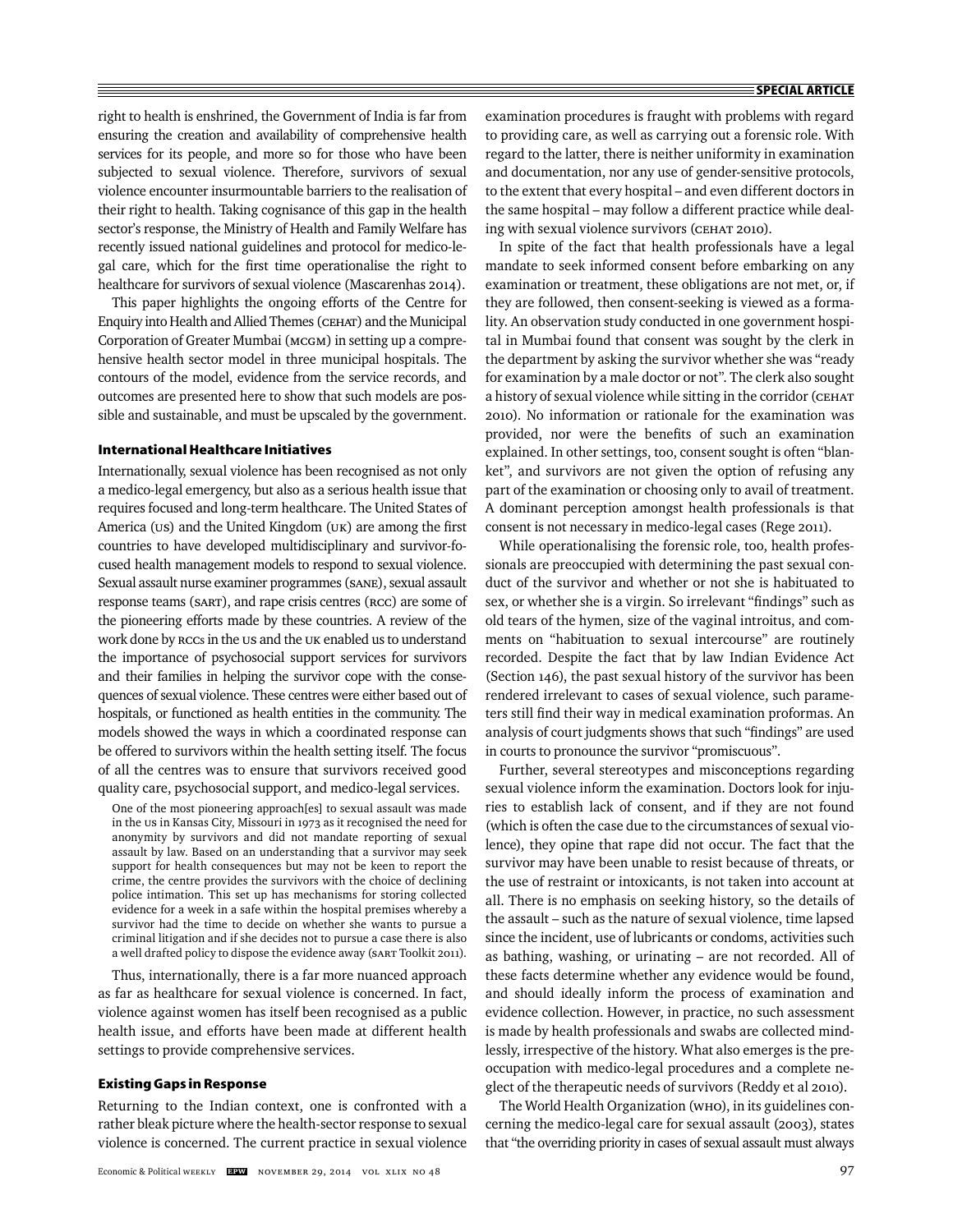right to health is enshrined, the Government of India is far from ensuring the creation and availability of comprehensive health services for its people, and more so for those who have been subjected to sexual violence. Therefore, survivors of sexual violence encounter insurmountable barriers to the realisation of their right to health. Taking cognisance of this gap in the health sector's response, the Ministry of Health and Family Welfare has recently issued national guidelines and protocol for medico-legal care, which for the first time operationalise the right to healthcare for survivors of sexual violence (Mascarenhas 2014).

This paper highlights the ongoing efforts of the Centre for Enquiry into Health and Allied Themes (CEHAT) and the Municipal Corporation of Greater Mumbai (MCGM) in setting up a comprehensive health sector model in three municipal hospitals. The contours of the model, evidence from the service records, and outcomes are presented here to show that such models are possible and sustainable, and must be upscaled by the government.

## International Healthcare Initiatives

Internationally, sexual violence has been recognised as not only a medico-legal emergency, but also as a serious health issue that requires focused and long-term healthcare. The United States of America (US) and the United Kingdom (UK) are among the first countries to have developed multidisciplinary and survivor-focused health management models to respond to sexual violence. Sexual assault nurse examiner programmes (SANE), sexual assault response teams (SART), and rape crisis centres (RCC) are some of the pioneering efforts made by these countries. A review of the work done by RCCs in the US and the UK enabled us to understand the importance of psychosocial support services for survivors and their families in helping the survivor cope with the consequences of sexual violence. These centres were either based out of hospitals, or functioned as health entities in the community. The models showed the ways in which a coordinated response can be offered to survivors within the health setting itself. The focus of all the centres was to ensure that survivors received good quality care, psychosocial support, and medico-legal services.

> One of the most pioneering approach[es] to sexual assault was made in the US in Kansas City, Missouri in 1973 as it recognised the need for anonymity by survivors and did not mandate reporting of sexual assault by law. Based on an understanding that a survivor may seek support for health consequences but may not be keen to report the crime, the centre provides the survivors with the choice of declining police intimation. This set up has mechanisms for storing collected evidence for a week in a safe within the hospital premises whereby a survivor had the time to decide on whether she wants to pursue a criminal litigation and if she decides not to pursue a case there is also a well drafted policy to dispose the evidence away (SART Toolkit 2011).

Thus, internationally, there is a far more nuanced approach as far as healthcare for sexual violence is concerned. In fact, violence against women has itself been recognised as a public health issue, and efforts have been made at different health settings to provide comprehensive services.

## Existing Gaps in Response

Returning to the Indian context, one is confronted with a rather bleak picture where the health-sector response to sexual violence is concerned. The current practice in sexual violence examination procedures is fraught with problems with regard to providing care, as well as carrying out a forensic role. With regard to the latter, there is neither uniformity in examination and documentation, nor any use of gender-sensitive protocols, to the extent that every hospital – and even different doctors in the same hospital – may follow a different practice while dealing with sexual violence survivors (CEHAT 2010).

In spite of the fact that health professionals have a legal mandate to seek informed consent before embarking on any examination or treatment, these obligations are not met, or, if they are followed, then consent-seeking is viewed as a formality. An observation study conducted in one government hospital in Mumbai found that consent was sought by the clerk in the department by asking the survivor whether she was "ready for examination by a male doctor or not". The clerk also sought a history of sexual violence while sitting in the corridor (CEHAT 2010). No information or rationale for the examination was provided, nor were the benefits of such an examination explained. In other settings, too, consent sought is often "blanket", and survivors are not given the option of refusing any part of the examination or choosing only to avail of treatment. A dominant perception amongst health professionals is that consent is not necessary in medico-legal cases (Rege 2011).

While operationalising the forensic role, too, health professionals are preoccupied with determining the past sexual conduct of the survivor and whether or not she is habituated to sex, or whether she is a virgin. So irrelevant "findings" such as old tears of the hymen, size of the vaginal introitus, and comments on "habituation to sexual intercourse" are routinely recorded. Despite the fact that by law Indian Evidence Act (Section 146), the past sexual history of the survivor has been rendered irrelevant to cases of sexual violence, such parameters still find their way in medical examination proformas. An analysis of court judgments shows that such "findings" are used in courts to pronounce the survivor "promiscuous".

Further, several stereotypes and misconceptions regarding sexual violence inform the examination. Doctors look for injuries to establish lack of consent, and if they are not found (which is often the case due to the circumstances of sexual violence), they opine that rape did not occur. The fact that the survivor may have been unable to resist because of threats, or the use of restraint or intoxicants, is not taken into account at all. There is no emphasis on seeking history, so the details of the assault – such as the nature of sexual violence, time lapsed since the incident, use of lubricants or condoms, activities such as bathing, washing, or urinating – are not recorded. All of these facts determine whether any evidence would be found, and should ideally inform the process of examination and evidence collection. However, in practice, no such assessment is made by health professionals and swabs are collected mindlessly, irrespective of the history. What also emerges is the preoccupation with medico-legal procedures and a complete neglect of the therapeutic needs of survivors (Reddy et al 2010).

The World Health Organization (WHO), in its guidelines concerning the medico-legal care for sexual assault (2003), states that "the overriding priority in cases of sexual assault must always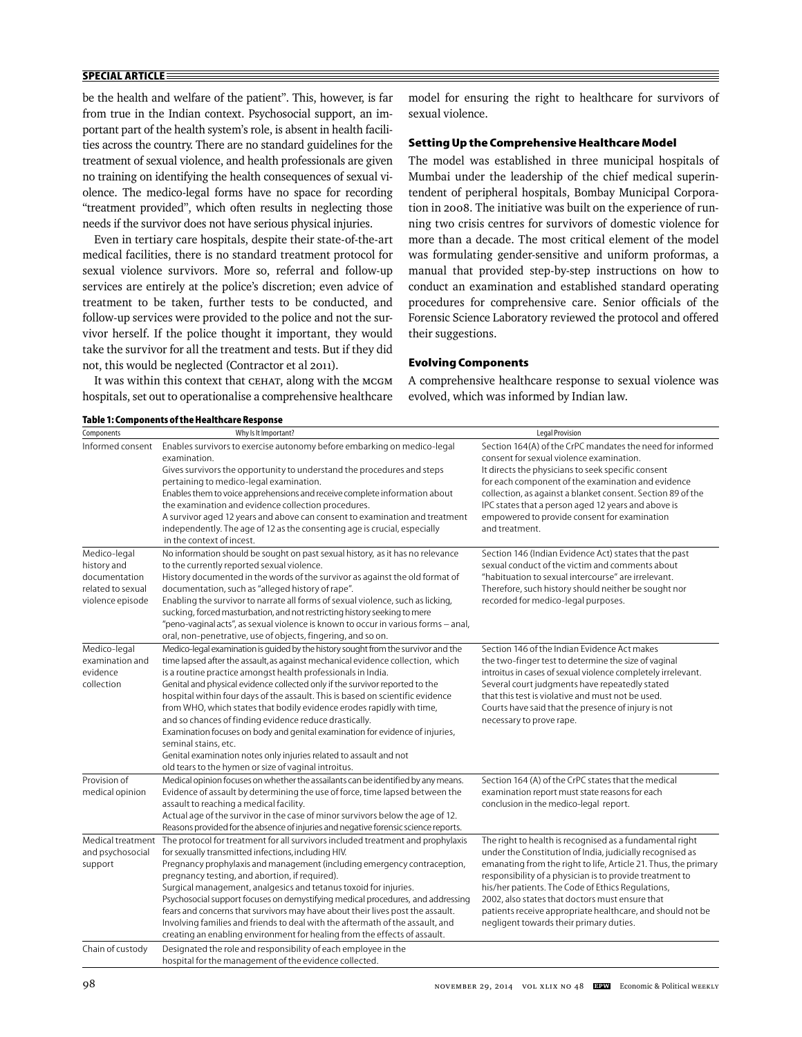be the health and welfare of the patient". This, however, is far from true in the Indian context. Psychosocial support, an important part of the health system's role, is absent in health facilities across the country. There are no standard guidelines for the treatment of sexual violence, and health professionals are given no training on identifying the health consequences of sexual violence. The medico-legal forms have no space for recording "treatment provided", which often results in neglecting those needs if the survivor does not have serious physical injuries.

Even in tertiary care hospitals, despite their state-of-the-art medical facilities, there is no standard treatment protocol for sexual violence survivors. More so, referral and follow-up services are entirely at the police's discretion; even advice of treatment to be taken, further tests to be conducted, and follow-up services were provided to the police and not the survivor herself. If the police thought it important, they would take the survivor for all the treatment and tests. But if they did not, this would be neglected (Contractor et al 2011).

It was within this context that CEHAT, along with the MCGM hospitals, set out to operationalise a comprehensive healthcare model for ensuring the right to healthcare for survivors of sexual violence.

### Setting Up the Comprehensive Healthcare Model

The model was established in three municipal hospitals of Mumbai under the leadership of the chief medical superintendent of peripheral hospitals, Bombay Municipal Corporation in 2008. The initiative was built on the experience of running two crisis centres for survivors of domestic violence for more than a decade. The most critical element of the model was formulating gender-sensitive and uniform proformas, a manual that provided step-by-step instructions on how to conduct an examination and established standard operating procedures for comprehensive care. Senior officials of the Forensic Science Laboratory reviewed the protocol and offered their suggestions.

### Evolving Components

A comprehensive healthcare response to sexual violence was evolved, which was informed by Indian law.

**Table 1: Components of the Healthcare Response**

| Components | Why Is It Important? | Legal Provision |
|---|---|---|
| Informed consent | Enables survivors to exercise autonomy before embarking on medico-legal examination. Gives survivors the opportunity to understand the procedures and steps pertaining to medico-legal examination. Enables them to voice apprehensions and receive complete information about the examination and evidence collection procedures. A survivor aged 12 years and above can consent to examination and treatment independently. The age of 12 as the consenting age is crucial, especially in the context of incest. | Section 164(A) of the CrPC mandates the need for informed consent for sexual violence examination. It directs the physicians to seek specific consent for each component of the examination and evidence collection, as against a blanket consent. Section 89 of the IPC states that a person aged 12 years and above is empowered to provide consent for examination and treatment. |
| Medico-legal history and documentation related to sexual violence episode | No information should be sought on past sexual history, as it has no relevance to the currently reported sexual violence. History documented in the words of the survivor as against the old format of documentation, such as "alleged history of rape". Enabling the survivor to narrate all forms of sexual violence, such as licking, sucking, forced masturbation, and not restricting history seeking to mere "peno-vaginal acts", as sexual violence is known to occur in various forms – anal, oral, non-penetrative, use of objects, fingering, and so on. | Section 146 (Indian Evidence Act) states that the past sexual conduct of the victim and comments about "habituation to sexual intercourse" are irrelevant. Therefore, such history should neither be sought nor recorded for medico-legal purposes. |
| Medico-legal examination and evidence collection | Medico-legal examination is guided by the history sought from the survivor and the time lapsed after the assault, as against mechanical evidence collection, which is a routine practice amongst health professionals in India. Genital and physical evidence collected only if the survivor reported to the hospital within four days of the assault. This is based on scientific evidence from WHO, which states that bodily evidence erodes rapidly with time, and so chances of finding evidence reduce drastically. Examination focuses on body and genital examination for evidence of injuries, seminal stains, etc. Genital examination notes only injuries related to assault and not old tears to the hymen or size of vaginal introitus. | Section 146 of the Indian Evidence Act makes the two-finger test to determine the size of vaginal introitus in cases of sexual violence completely irrelevant. Several court judgments have repeatedly stated that this test is violative and must not be used. Courts have said that the presence of injury is not necessary to prove rape. |
| Provision of medical opinion | Medical opinion focuses on whether the assailants can be identified by any means. Evidence of assault by determining the use of force, time lapsed between the assault to reaching a medical facility. Actual age of the survivor in the case of minor survivors below the age of 12. Reasons provided for the absence of injuries and negative forensic science reports. | Section 164 (A) of the CrPC states that the medical examination report must state reasons for each conclusion in the medico-legal report. |
| Medical treatment and psychosocial support | The protocol for treatment for all survivors included treatment and prophylaxis for sexually transmitted infections, including HIV. Pregnancy prophylaxis and management (including emergency contraception, pregnancy testing, and abortion, if required). Surgical management, analgesics and tetanus toxoid for injuries. Psychosocial support focuses on demystifying medical procedures, and addressing fears and concerns that survivors may have about their lives post the assault. Involving families and friends to deal with the aftermath of the assault, and creating an enabling environment for healing from the effects of assault. | The right to health is recognised as a fundamental right under the Constitution of India, judicially recognised as emanating from the right to life, Article 21. Thus, the primary responsibility of a physician is to provide treatment to his/her patients. The Code of Ethics Regulations, 2002, also states that doctors must ensure that patients receive appropriate healthcare, and should not be negligent towards their primary duties. |
| Chain of custody | Designated the role and responsibility of each employee in the hospital for the management of the evidence collected. | |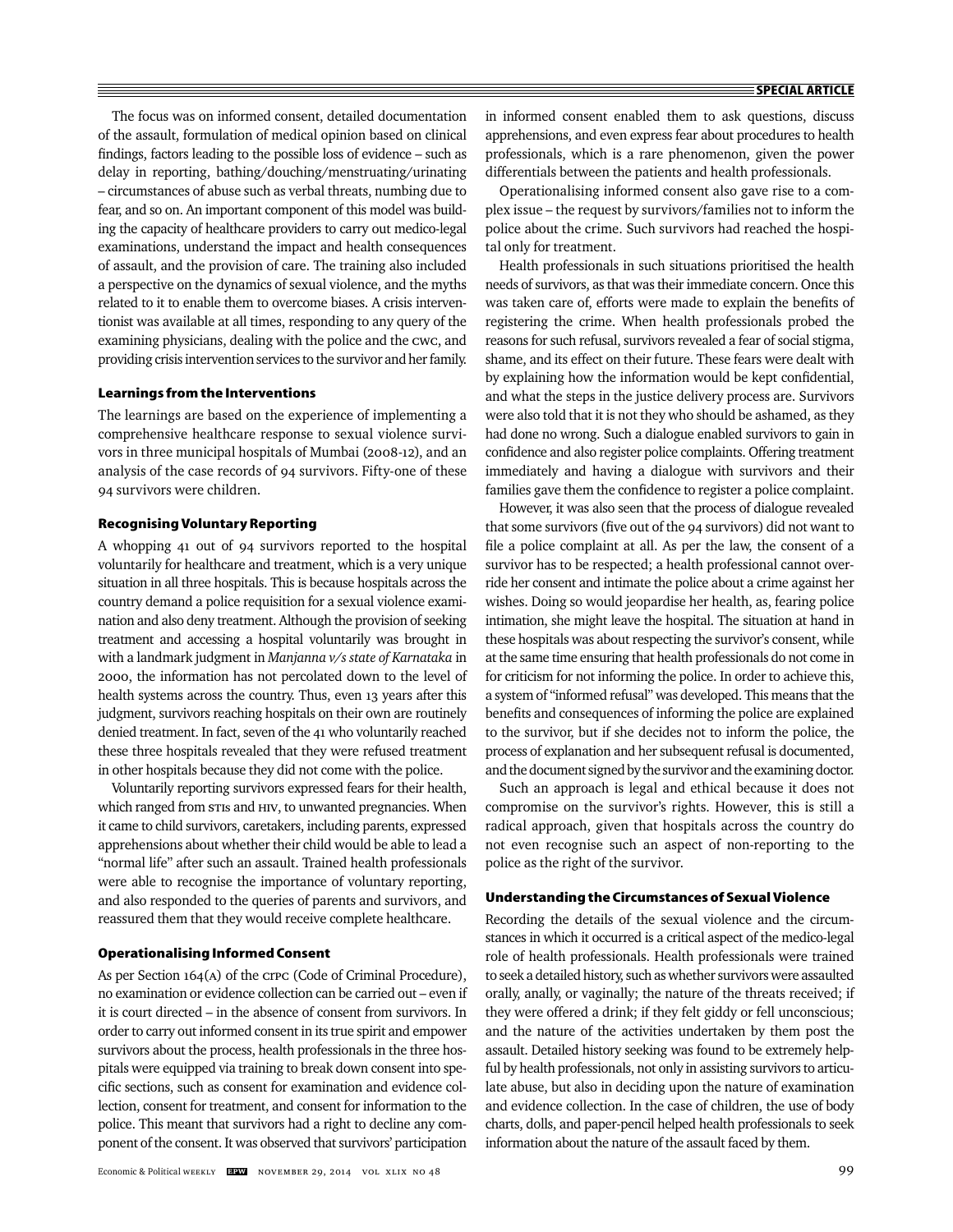The focus was on informed consent, detailed documentation of the assault, formulation of medical opinion based on clinical findings, factors leading to the possible loss of evidence – such as delay in reporting, bathing/douching/menstruating/urinating – circumstances of abuse such as verbal threats, numbing due to fear, and so on. An important component of this model was building the capacity of healthcare providers to carry out medico-legal examinations, understand the impact and health consequences of assault, and the provision of care. The training also included a perspective on the dynamics of sexual violence, and the myths related to it to enable them to overcome biases. A crisis interventionist was available at all times, responding to any query of the examining physicians, dealing with the police and the CWC, and providing crisis intervention services to the survivor and her family.

### Learnings from the Interventions

The learnings are based on the experience of implementing a comprehensive healthcare response to sexual violence survivors in three municipal hospitals of Mumbai (2008-12), and an analysis of the case records of 94 survivors. Fifty-one of these 94 survivors were children.

### Recognising Voluntary Reporting

A whopping 41 out of 94 survivors reported to the hospital voluntarily for healthcare and treatment, which is a very unique situation in all three hospitals. This is because hospitals across the country demand a police requisition for a sexual violence examination and also deny treatment. Although the provision of seeking treatment and accessing a hospital voluntarily was brought in with a landmark judgment in *Manjanna v/s state of Karnataka* in 2000, the information has not percolated down to the level of health systems across the country. Thus, even 13 years after this judgment, survivors reaching hospitals on their own are routinely denied treatment. In fact, seven of the 41 who voluntarily reached these three hospitals revealed that they were refused treatment in other hospitals because they did not come with the police.

Voluntarily reporting survivors expressed fears for their health, which ranged from STIs and HIV, to unwanted pregnancies. When it came to child survivors, caretakers, including parents, expressed apprehensions about whether their child would be able to lead a "normal life" after such an assault. Trained health professionals were able to recognise the importance of voluntary reporting, and also responded to the queries of parents and survivors, and reassured them that they would receive complete healthcare.

### Operationalising Informed Consent

As per Section 164(A) of the CrPC (Code of Criminal Procedure), no examination or evidence collection can be carried out – even if it is court directed – in the absence of consent from survivors. In order to carry out informed consent in its true spirit and empower survivors about the process, health professionals in the three hospitals were equipped via training to break down consent into specific sections, such as consent for examination and evidence collection, consent for treatment, and consent for information to the police. This meant that survivors had a right to decline any component of the consent. It was observed that survivors' participation in informed consent enabled them to ask questions, discuss apprehensions, and even express fear about procedures to health professionals, which is a rare phenomenon, given the power differentials between the patients and health professionals.

Operationalising informed consent also gave rise to a complex issue – the request by survivors/families not to inform the police about the crime. Such survivors had reached the hospital only for treatment.

Health professionals in such situations prioritised the health needs of survivors, as that was their immediate concern. Once this was taken care of, efforts were made to explain the benefits of registering the crime. When health professionals probed the reasons for such refusal, survivors revealed a fear of social stigma, shame, and its effect on their future. These fears were dealt with by explaining how the information would be kept confidential, and what the steps in the justice delivery process are. Survivors were also told that it is not they who should be ashamed, as they had done no wrong. Such a dialogue enabled survivors to gain in confidence and also register police complaints. Offering treatment immediately and having a dialogue with survivors and their families gave them the confidence to register a police complaint.

However, it was also seen that the process of dialogue revealed that some survivors (five out of the 94 survivors) did not want to file a police complaint at all. As per the law, the consent of a survivor has to be respected; a health professional cannot override her consent and intimate the police about a crime against her wishes. Doing so would jeopardise her health, as, fearing police intimation, she might leave the hospital. The situation at hand in these hospitals was about respecting the survivor's consent, while at the same time ensuring that health professionals do not come in for criticism for not informing the police. In order to achieve this, a system of "informed refusal" was developed. This means that the benefits and consequences of informing the police are explained to the survivor, but if she decides not to inform the police, the process of explanation and her subsequent refusal is documented, and the document signed by the survivor and the examining doctor.

Such an approach is legal and ethical because it does not compromise on the survivor's rights. However, this is still a radical approach, given that hospitals across the country do not even recognise such an aspect of non-reporting to the police as the right of the survivor.

### Understanding the Circumstances of Sexual Violence

Recording the details of the sexual violence and the circumstances in which it occurred is a critical aspect of the medico-legal role of health professionals. Health professionals were trained to seek a detailed history, such as whether survivors were assaulted orally, anally, or vaginally; the nature of the threats received; if they were offered a drink; if they felt giddy or fell unconscious; and the nature of the activities undertaken by them post the assault. Detailed history seeking was found to be extremely helpful by health professionals, not only in assisting survivors to articulate abuse, but also in deciding upon the nature of examination and evidence collection. In the case of children, the use of body charts, dolls, and paper-pencil helped health professionals to seek information about the nature of the assault faced by them.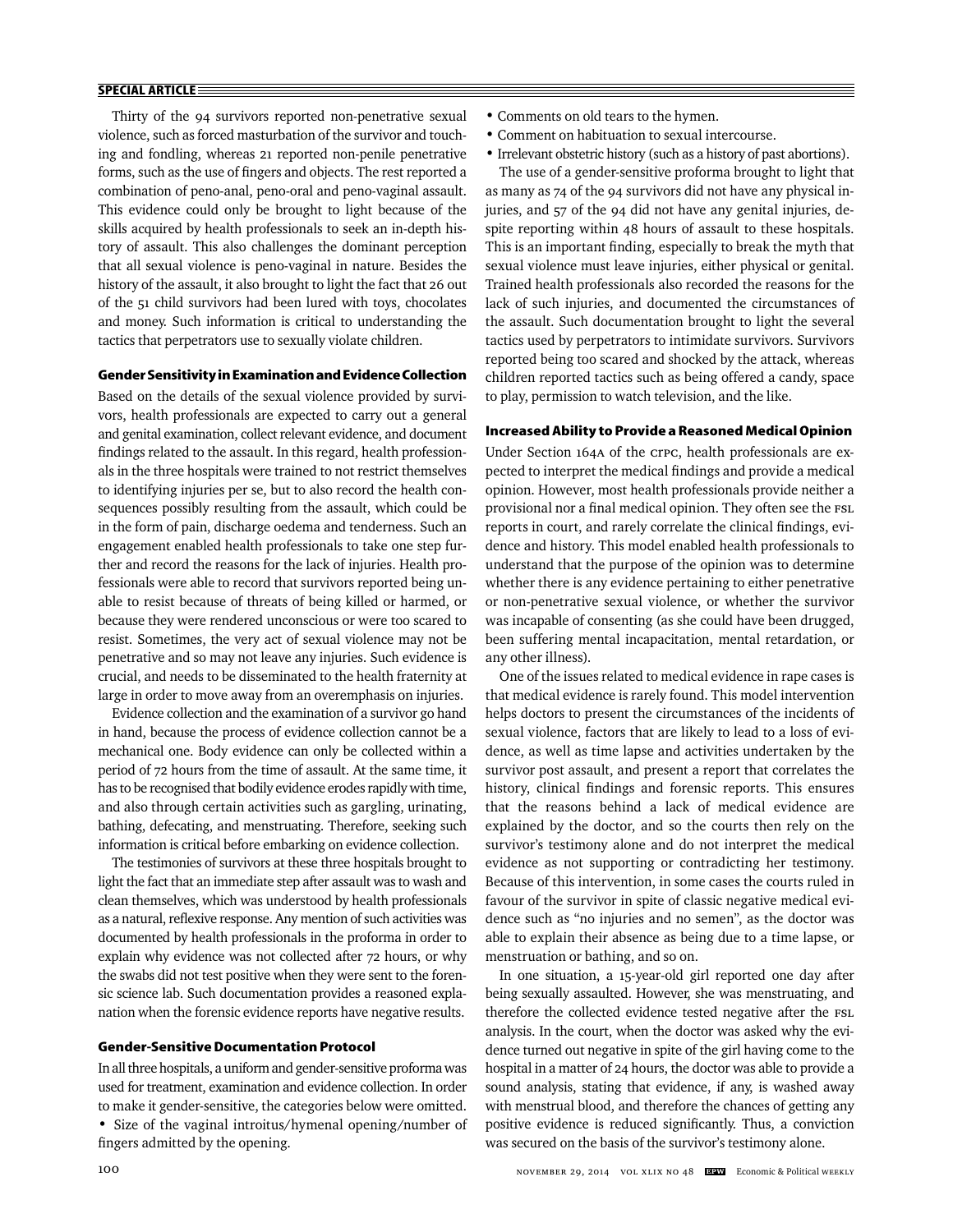Thirty of the 94 survivors reported non-penetrative sexual violence, such as forced masturbation of the survivor and touching and fondling, whereas 21 reported non-penile penetrative forms, such as the use of fingers and objects. The rest reported a combination of peno-anal, peno-oral and peno-vaginal assault. This evidence could only be brought to light because of the skills acquired by health professionals to seek an in-depth history of assault. This also challenges the dominant perception that all sexual violence is peno-vaginal in nature. Besides the history of the assault, it also brought to light the fact that 26 out of the 51 child survivors had been lured with toys, chocolates and money. Such information is critical to understanding the tactics that perpetrators use to sexually violate children.

### Gender Sensitivity in Examination and Evidence Collection

Based on the details of the sexual violence provided by survivors, health professionals are expected to carry out a general and genital examination, collect relevant evidence, and document findings related to the assault. In this regard, health professionals in the three hospitals were trained to not restrict themselves to identifying injuries per se, but to also record the health consequences possibly resulting from the assault, which could be in the form of pain, discharge oedema and tenderness. Such an engagement enabled health professionals to take one step further and record the reasons for the lack of injuries. Health professionals were able to record that survivors reported being unable to resist because of threats of being killed or harmed, or because they were rendered unconscious or were too scared to resist. Sometimes, the very act of sexual violence may not be penetrative and so may not leave any injuries. Such evidence is crucial, and needs to be disseminated to the health fraternity at large in order to move away from an overemphasis on injuries.

Evidence collection and the examination of a survivor go hand in hand, because the process of evidence collection cannot be a mechanical one. Body evidence can only be collected within a period of 72 hours from the time of assault. At the same time, it has to be recognised that bodily evidence erodes rapidly with time, and also through certain activities such as gargling, urinating, bathing, defecating, and menstruating. Therefore, seeking such information is critical before embarking on evidence collection.

The testimonies of survivors at these three hospitals brought to light the fact that an immediate step after assault was to wash and clean themselves, which was understood by health professionals as a natural, reflexive response. Any mention of such activities was documented by health professionals in the proforma in order to explain why evidence was not collected after 72 hours, or why the swabs did not test positive when they were sent to the forensic science lab. Such documentation provides a reasoned explanation when the forensic evidence reports have negative results.

### Gender-Sensitive Documentation Protocol

In all three hospitals, a uniform and gender-sensitive proforma was used for treatment, examination and evidence collection. In order to make it gender-sensitive, the categories below were omitted.

- Size of the vaginal introitus/hymenal opening/number of fingers admitted by the opening.
- Comments on old tears to the hymen.
- Comment on habituation to sexual intercourse.
- Irrelevant obstetric history (such as a history of past abortions).

The use of a gender-sensitive proforma brought to light that as many as 74 of the 94 survivors did not have any physical injuries, and 57 of the 94 did not have any genital injuries, despite reporting within 48 hours of assault to these hospitals. This is an important finding, especially to break the myth that sexual violence must leave injuries, either physical or genital. Trained health professionals also recorded the reasons for the lack of such injuries, and documented the circumstances of the assault. Such documentation brought to light the several tactics used by perpetrators to intimidate survivors. Survivors reported being too scared and shocked by the attack, whereas children reported tactics such as being offered a candy, space to play, permission to watch television, and the like.

### Increased Ability to Provide a Reasoned Medical Opinion

Under Section 164A of the CrPC, health professionals are expected to interpret the medical findings and provide a medical opinion. However, most health professionals provide neither a provisional nor a final medical opinion. They often see the FSL reports in court, and rarely correlate the clinical findings, evidence and history. This model enabled health professionals to understand that the purpose of the opinion was to determine whether there is any evidence pertaining to either penetrative or non-penetrative sexual violence, or whether the survivor was incapable of consenting (as she could have been drugged, been suffering mental incapacitation, mental retardation, or any other illness).

One of the issues related to medical evidence in rape cases is that medical evidence is rarely found. This model intervention helps doctors to present the circumstances of the incidents of sexual violence, factors that are likely to lead to a loss of evidence, as well as time lapse and activities undertaken by the survivor post assault, and present a report that correlates the history, clinical findings and forensic reports. This ensures that the reasons behind a lack of medical evidence are explained by the doctor, and so the courts then rely on the survivor's testimony alone and do not interpret the medical evidence as not supporting or contradicting her testimony. Because of this intervention, in some cases the courts ruled in favour of the survivor in spite of classic negative medical evidence such as "no injuries and no semen", as the doctor was able to explain their absence as being due to a time lapse, or menstruation or bathing, and so on.

In one situation, a 15-year-old girl reported one day after being sexually assaulted. However, she was menstruating, and therefore the collected evidence tested negative after the FSL analysis. In the court, when the doctor was asked why the evidence turned out negative in spite of the girl having come to the hospital in a matter of 24 hours, the doctor was able to provide a sound analysis, stating that evidence, if any, is washed away with menstrual blood, and therefore the chances of getting any positive evidence is reduced significantly. Thus, a conviction was secured on the basis of the survivor's testimony alone.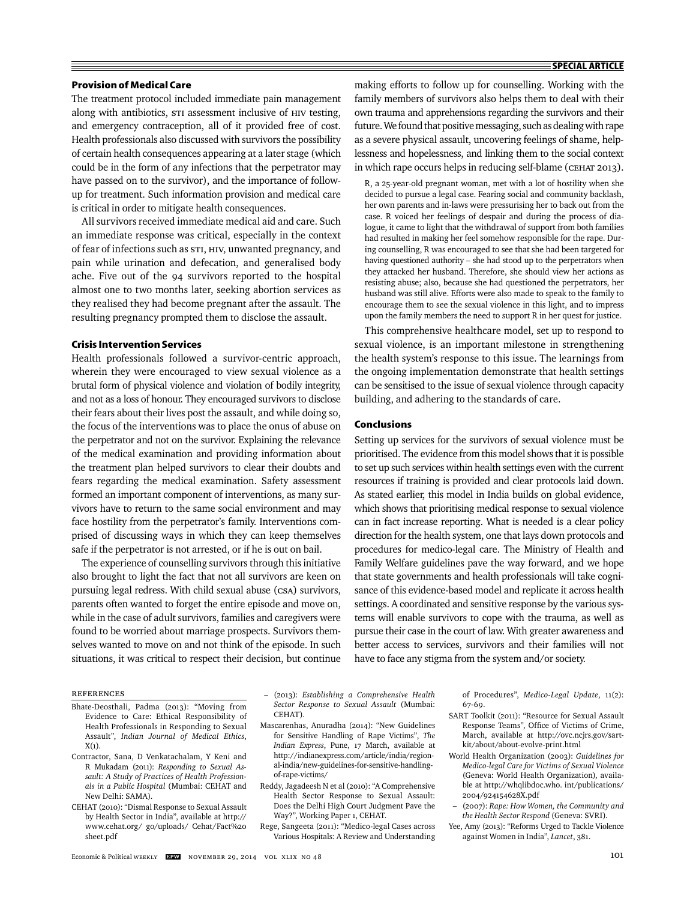### Provision of Medical Care

The treatment protocol included immediate pain management along with antibiotics, STI assessment inclusive of HIV testing, and emergency contraception, all of it provided free of cost. Health professionals also discussed with survivors the possibility of certain health consequences appearing at a later stage (which could be in the form of any infections that the perpetrator may have passed on to the survivor), and the importance of follow-up for treatment. Such information provision and medical care is critical in order to mitigate health consequences.

All survivors received immediate medical aid and care. Such an immediate response was critical, especially in the context of fear of infections such as STI, HIV, unwanted pregnancy, and pain while urination and defecation, and generalised body ache. Five out of the 94 survivors reported to the hospital almost one to two months later, seeking abortion services as they realised they had become pregnant after the assault. The resulting pregnancy prompted them to disclose the assault.

### Crisis Intervention Services

Health professionals followed a survivor-centric approach, wherein they were encouraged to view sexual violence as a brutal form of physical violence and violation of bodily integrity, and not as a loss of honour. They encouraged survivors to disclose their fears about their lives post the assault, and while doing so, the focus of the interventions was to place the onus of abuse on the perpetrator and not on the survivor. Explaining the relevance of the medical examination and providing information about the treatment plan helped survivors to clear their doubts and fears regarding the medical examination. Safety assessment formed an important component of interventions, as many survivors have to return to the same social environment and may face hostility from the perpetrator's family. Interventions comprised of discussing ways in which they can keep themselves safe if the perpetrator is not arrested, or if he is out on bail.

The experience of counselling survivors through this initiative also brought to light the fact that not all survivors are keen on pursuing legal redress. With child sexual abuse (CSA) survivors, parents often wanted to forget the entire episode and move on, while in the case of adult survivors, families and caregivers were found to be worried about marriage prospects. Survivors themselves wanted to move on and not think of the episode. In such situations, it was critical to respect their decision, but continue making efforts to follow up for counselling. Working with the family members of survivors also helps them to deal with their own trauma and apprehensions regarding the survivors and their future. We found that positive messaging, such as dealing with rape as a severe physical assault, uncovering feelings of shame, helplessness and hopelessness, and linking them to the social context in which rape occurs helps in reducing self-blame (CEHAT 2013).

> R, a 25-year-old pregnant woman, met with a lot of hostility when she decided to pursue a legal case. Fearing social and community backlash, her own parents and in-laws were pressurising her to back out from the case. R voiced her feelings of despair and during the process of dialogue, it came to light that the withdrawal of support from both families had resulted in making her feel somehow responsible for the rape. During counselling, R was encouraged to see that she had been targeted for having questioned authority – she had stood up to the perpetrators when they attacked her husband. Therefore, she should view her actions as resisting abuse; also, because she had questioned the perpetrators, her husband was still alive. Efforts were also made to speak to the family to encourage them to see the sexual violence in this light, and to impress upon the family members the need to support R in her quest for justice.

This comprehensive healthcare model, set up to respond to sexual violence, is an important milestone in strengthening the health system's response to this issue. The learnings from the ongoing implementation demonstrate that health settings can be sensitised to the issue of sexual violence through capacity building, and adhering to the standards of care.

### Conclusions

Setting up services for the survivors of sexual violence must be prioritised. The evidence from this model shows that it is possible to set up such services within health settings even with the current resources if training is provided and clear protocols laid down. As stated earlier, this model in India builds on global evidence, which shows that prioritising medical response to sexual violence can in fact increase reporting. What is needed is a clear policy direction for the health system, one that lays down protocols and procedures for medico-legal care. The Ministry of Health and Family Welfare guidelines pave the way forward, and we hope that state governments and health professionals will take cognisance of this evidence-based model and replicate it across health settings. A coordinated and sensitive response by the various systems will enable survivors to cope with the trauma, as well as pursue their case in the court of law. With greater awareness and better access to services, survivors and their families will not have to face any stigma from the system and/or society.

#### References

Bhate-Deosthali, Padma (2013): "Moving from Evidence to Care: Ethical Responsibility of Health Professionals in Responding to Sexual Assault", *Indian Journal of Medical Ethics*, X(1).

Contractor, Sana, D Venkatachalam, Y Keni and R Mukadam (2011): *Responding to Sexual Assault: A Study of Practices of Health Professionals in a Public Hospital* (Mumbai: CEHAT and New Delhi: SAMA).

CEHAT (2010): "Dismal Response to Sexual Assault by Health Sector in India", available at http://www.cehat.org/ go/uploads/ Cehat/Fact%20 sheet.pdf

– (2013): *Establishing a Comprehensive Health Sector Response to Sexual Assault* (Mumbai: CEHAT).

Mascarenhas, Anuradha (2014): "New Guidelines for Sensitive Handling of Rape Victims", *The Indian Express*, Pune, 17 March, available at http://indianexpress.com/article/india/regional-india/new-guidelines-for-sensitive-handling-of-rape-victims/

Reddy, Jagadeesh N et al (2010): "A Comprehensive Health Sector Response to Sexual Assault: Does the Delhi High Court Judgment Pave the Way?", Working Paper 1, CEHAT.

Rege, Sangeeta (2011): "Medico-legal Cases across Various Hospitals: A Review and Understanding of Procedures", *Medico-Legal Update*, 11(2): 67-69.

SART Toolkit (2011): "Resource for Sexual Assault Response Teams", Office of Victims of Crime, March, available at http://ovc.ncjrs.gov/sartkit/about/about-evolve-print.html

World Health Organization (2003): *Guidelines for Medico-legal Care for Victims of Sexual Violence* (Geneva: World Health Organization), available at http://whqlibdoc.who. int/publications/2004/924154628X.pdf

– (2007): *Rape: How Women, the Community and the Health Sector Respond* (Geneva: SVRI).

Yee, Amy (2013): "Reforms Urged to Tackle Violence against Women in India", *Lancet*, 381.